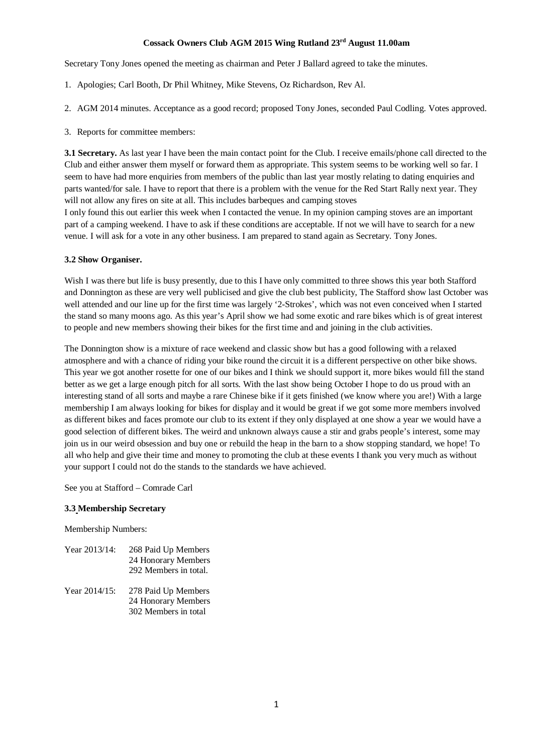**Cossack Owners Club AGM 2015 Wing Rutland 23rd August 11.00am**

Secretary Tony Jones opened the meeting as chairman and Peter J Ballard agreed to take the minutes.

1. Apologies; Carl Booth, Dr Phil Whitney, Mike Stevens, Oz Richardson, Rev Al.

2. AGM 2014 minutes. Acceptance as a good record; proposed Tony Jones, seconded Paul Codling. Votes approved.

3. Reports for committee members:

**3.1 Secretary.** As last year I have been the main contact point for the Club. I receive emails/phone call directed to the Club and either answer them myself or forward them as appropriate. This system seems to be working well so far. I seem to have had more enquiries from members of the public than last year mostly relating to dating enquiries and parts wanted/for sale. I have to report that there is a problem with the venue for the Red Start Rally next year. They will not allow any fires on site at all. This includes barbeques and camping stoves
I only found this out earlier this week when I contacted the venue. In my opinion camping stoves are an important part of a camping weekend. I have to ask if these conditions are acceptable. If not we will have to search for a new venue. I will ask for a vote in any other business. I am prepared to stand again as Secretary. Tony Jones.

**3.2 Show Organiser.**

Wish I was there but life is busy presently, due to this I have only committed to three shows this year both Stafford and Donnington as these are very well publicised and give the club best publicity, The Stafford show last October was well attended and our line up for the first time was largely '2-Strokes', which was not even conceived when I started the stand so many moons ago. As this year's April show we had some exotic and rare bikes which is of great interest to people and new members showing their bikes for the first time and and joining in the club activities.

The Donnington show is a mixture of race weekend and classic show but has a good following with a relaxed atmosphere and with a chance of riding your bike round the circuit it is a different perspective on other bike shows. This year we got another rosette for one of our bikes and I think we should support it, more bikes would fill the stand better as we get a large enough pitch for all sorts. With the last show being October I hope to do us proud with an interesting stand of all sorts and maybe a rare Chinese bike if it gets finished (we know where you are!) With a large membership I am always looking for bikes for display and it would be great if we got some more members involved as different bikes and faces promote our club to its extent if they only displayed at one show a year we would have a good selection of different bikes. The weird and unknown always cause a stir and grabs people's interest, some may join us in our weird obsession and buy one or rebuild the heap in the barn to a show stopping standard, we hope! To all who help and give their time and money to promoting the club at these events I thank you very much as without your support I could not do the stands to the standards we have achieved.

See you at Stafford – Comrade Carl

**3.3 Membership Secretary**

Membership Numbers:

Year 2013/14:
268 Paid Up Members
24 Honorary Members
292 Members in total.

Year 2014/15:
278 Paid Up Members
24 Honorary Members
302 Members in total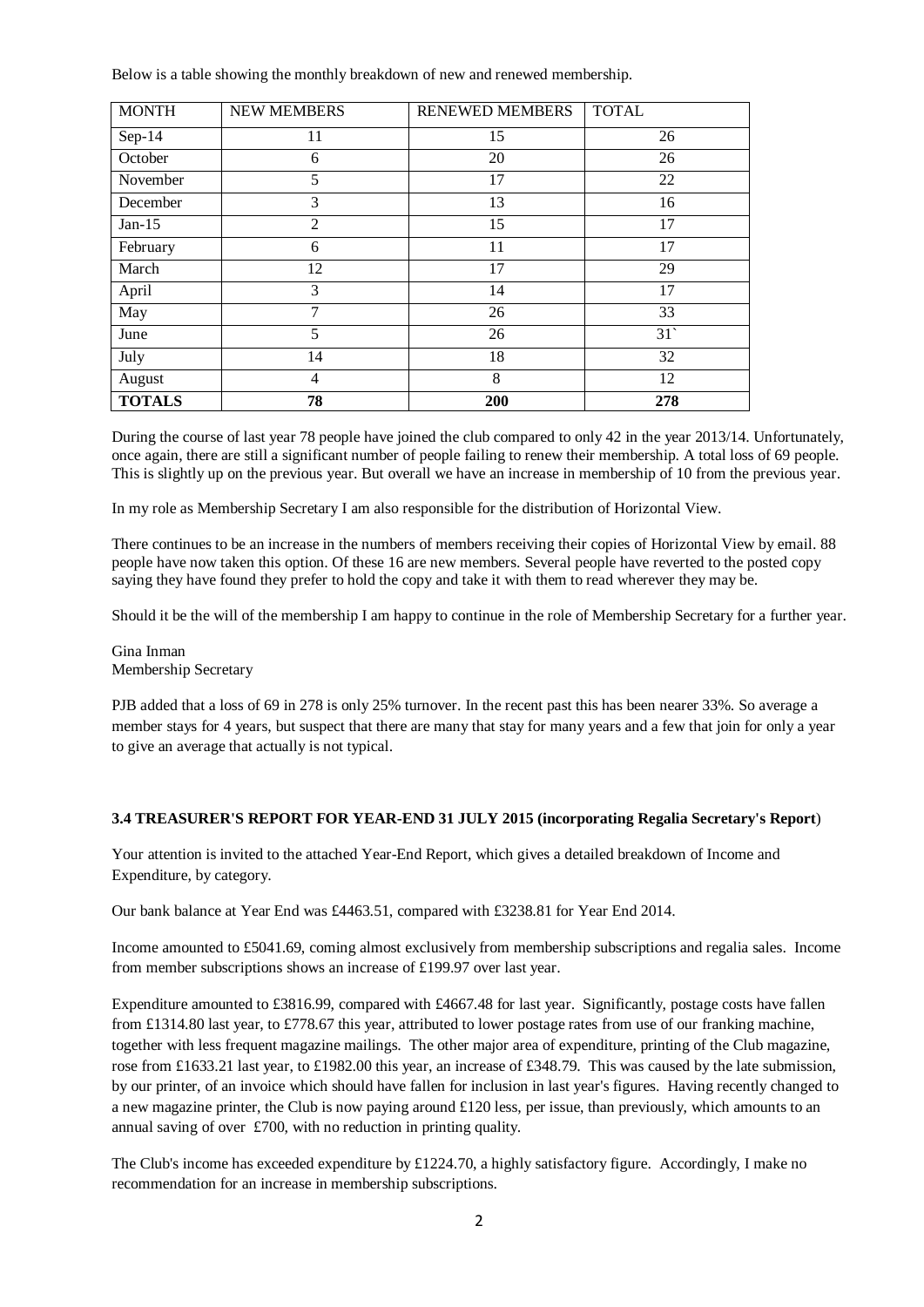Below is a table showing the monthly breakdown of new and renewed membership.

| MONTH | NEW MEMBERS | RENEWED MEMBERS | TOTAL |
|---|---|---|---|
| Sep-14 | 11 | 15 | 26 |
| October | 6 | 20 | 26 |
| November | 5 | 17 | 22 |
| December | 3 | 13 | 16 |
| Jan-15 | 2 | 15 | 17 |
| February | 6 | 11 | 17 |
| March | 12 | 17 | 29 |
| April | 3 | 14 | 17 |
| May | 7 | 26 | 33 |
| June | 5 | 26 | 31` |
| July | 14 | 18 | 32 |
| August | 4 | 8 | 12 |
| **TOTALS** | **78** | **200** | **278** |

During the course of last year 78 people have joined the club compared to only 42 in the year 2013/14. Unfortunately, once again, there are still a significant number of people failing to renew their membership. A total loss of 69 people. This is slightly up on the previous year. But overall we have an increase in membership of 10 from the previous year.

In my role as Membership Secretary I am also responsible for the distribution of Horizontal View.

There continues to be an increase in the numbers of members receiving their copies of Horizontal View by email. 88 people have now taken this option. Of these 16 are new members. Several people have reverted to the posted copy saying they have found they prefer to hold the copy and take it with them to read wherever they may be.

Should it be the will of the membership I am happy to continue in the role of Membership Secretary for a further year.

Gina Inman
Membership Secretary

PJB added that a loss of 69 in 278 is only 25% turnover. In the recent past this has been nearer 33%. So average a member stays for 4 years, but suspect that there are many that stay for many years and a few that join for only a year to give an average that actually is not typical.

**3.4 TREASURER'S REPORT FOR YEAR-END 31 JULY 2015 (incorporating Regalia Secretary's Report**)

Your attention is invited to the attached Year-End Report, which gives a detailed breakdown of Income and Expenditure, by category.

Our bank balance at Year End was £4463.51, compared with £3238.81 for Year End 2014.

Income amounted to £5041.69, coming almost exclusively from membership subscriptions and regalia sales. Income from member subscriptions shows an increase of £199.97 over last year.

Expenditure amounted to £3816.99, compared with £4667.48 for last year. Significantly, postage costs have fallen from £1314.80 last year, to £778.67 this year, attributed to lower postage rates from use of our franking machine, together with less frequent magazine mailings. The other major area of expenditure, printing of the Club magazine, rose from £1633.21 last year, to £1982.00 this year, an increase of £348.79. This was caused by the late submission, by our printer, of an invoice which should have fallen for inclusion in last year's figures. Having recently changed to a new magazine printer, the Club is now paying around £120 less, per issue, than previously, which amounts to an annual saving of over £700, with no reduction in printing quality.

The Club's income has exceeded expenditure by £1224.70, a highly satisfactory figure. Accordingly, I make no recommendation for an increase in membership subscriptions.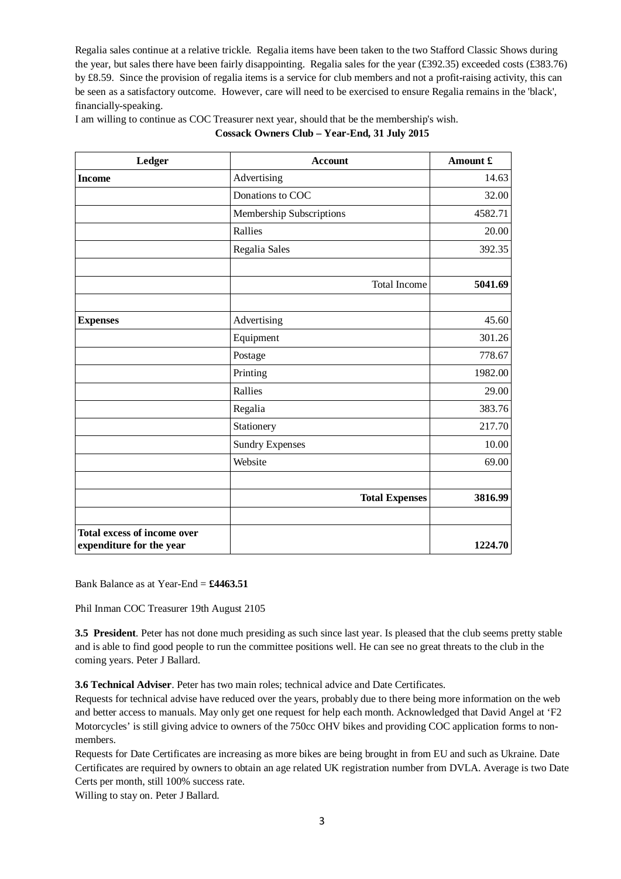Regalia sales continue at a relative trickle. Regalia items have been taken to the two Stafford Classic Shows during the year, but sales there have been fairly disappointing. Regalia sales for the year (£392.35) exceeded costs (£383.76) by £8.59. Since the provision of regalia items is a service for club members and not a profit-raising activity, this can be seen as a satisfactory outcome. However, care will need to be exercised to ensure Regalia remains in the 'black', financially-speaking.

I am willing to continue as COC Treasurer next year, should that be the membership's wish.

**Cossack Owners Club – Year-End, 31 July 2015**

| Ledger | Account | Amount £ |
|---|---|---|
| **Income** | Advertising | 14.63 |
| | Donations to COC | 32.00 |
| | Membership Subscriptions | 4582.71 |
| | Rallies | 20.00 |
| | Regalia Sales | 392.35 |
| | | |
| | Total Income | **5041.69** |
| | | |
| **Expenses** | Advertising | 45.60 |
| | Equipment | 301.26 |
| | Postage | 778.67 |
| | Printing | 1982.00 |
| | Rallies | 29.00 |
| | Regalia | 383.76 |
| | Stationery | 217.70 |
| | Sundry Expenses | 10.00 |
| | Website | 69.00 |
| | | |
| | **Total Expenses** | **3816.99** |
| | | |
| **Total excess of income over expenditure for the year** | | **1224.70** |

Bank Balance as at Year-End = **£4463.51**

Phil Inman COC Treasurer 19th August 2105

**3.5 President**. Peter has not done much presiding as such since last year. Is pleased that the club seems pretty stable and is able to find good people to run the committee positions well. He can see no great threats to the club in the coming years. Peter J Ballard.

**3.6 Technical Adviser**. Peter has two main roles; technical advice and Date Certificates.

Requests for technical advise have reduced over the years, probably due to there being more information on the web and better access to manuals. May only get one request for help each month. Acknowledged that David Angel at 'F2 Motorcycles' is still giving advice to owners of the 750cc OHV bikes and providing COC application forms to non-members.

Requests for Date Certificates are increasing as more bikes are being brought in from EU and such as Ukraine. Date Certificates are required by owners to obtain an age related UK registration number from DVLA. Average is two Date Certs per month, still 100% success rate.

Willing to stay on. Peter J Ballard.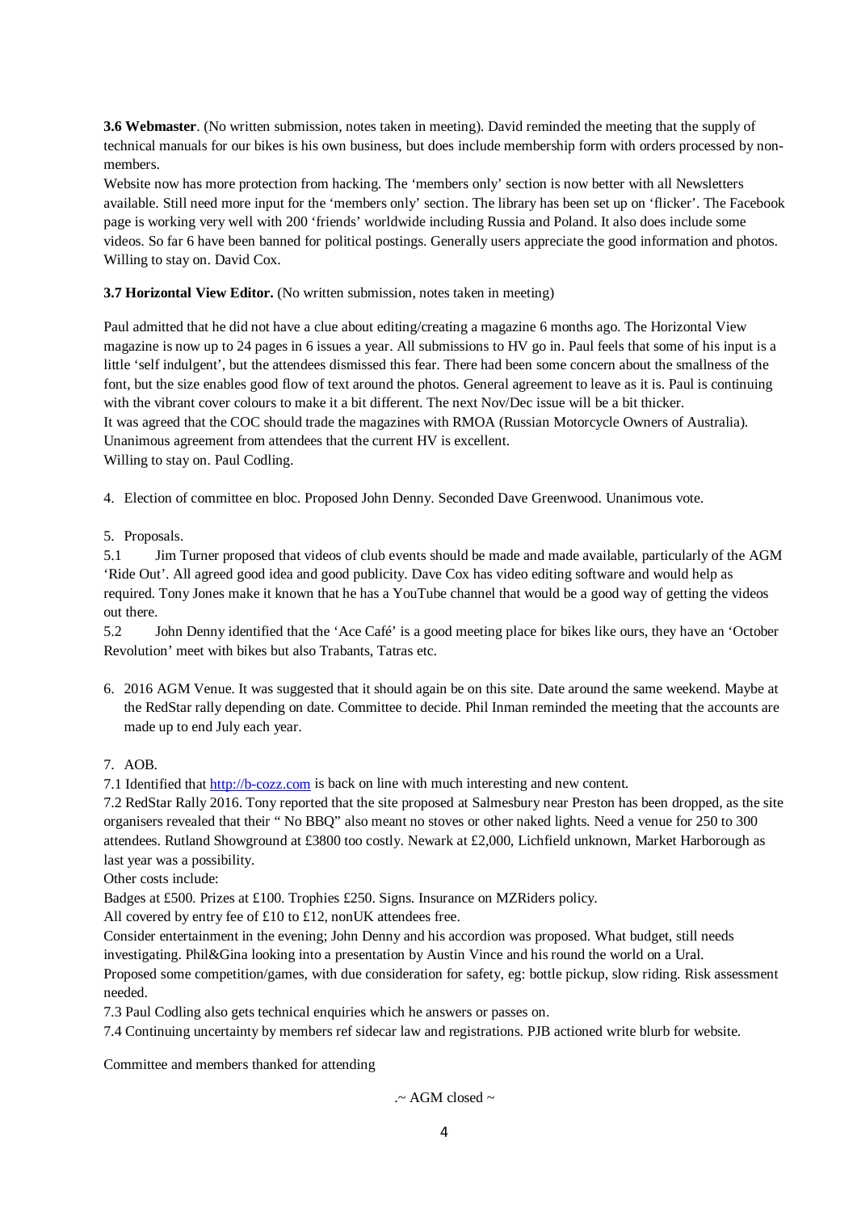**3.6 Webmaster**. (No written submission, notes taken in meeting). David reminded the meeting that the supply of technical manuals for our bikes is his own business, but does include membership form with orders processed by non-members.

Website now has more protection from hacking. The 'members only' section is now better with all Newsletters available. Still need more input for the 'members only' section. The library has been set up on 'flicker'. The Facebook page is working very well with 200 'friends' worldwide including Russia and Poland. It also does include some videos. So far 6 have been banned for political postings. Generally users appreciate the good information and photos. Willing to stay on. David Cox.

**3.7 Horizontal View Editor.** (No written submission, notes taken in meeting)

Paul admitted that he did not have a clue about editing/creating a magazine 6 months ago. The Horizontal View magazine is now up to 24 pages in 6 issues a year. All submissions to HV go in. Paul feels that some of his input is a little 'self indulgent', but the attendees dismissed this fear. There had been some concern about the smallness of the font, but the size enables good flow of text around the photos. General agreement to leave as it is. Paul is continuing with the vibrant cover colours to make it a bit different. The next Nov/Dec issue will be a bit thicker.
It was agreed that the COC should trade the magazines with RMOA (Russian Motorcycle Owners of Australia).
Unanimous agreement from attendees that the current HV is excellent.
Willing to stay on. Paul Codling.

4. Election of committee en bloc. Proposed John Denny. Seconded Dave Greenwood. Unanimous vote.

5. Proposals.

5.1 Jim Turner proposed that videos of club events should be made and made available, particularly of the AGM 'Ride Out'. All agreed good idea and good publicity. Dave Cox has video editing software and would help as required. Tony Jones make it known that he has a YouTube channel that would be a good way of getting the videos out there.

5.2 John Denny identified that the 'Ace Café' is a good meeting place for bikes like ours, they have an 'October Revolution' meet with bikes but also Trabants, Tatras etc.

6. 2016 AGM Venue. It was suggested that it should again be on this site. Date around the same weekend. Maybe at the RedStar rally depending on date. Committee to decide. Phil Inman reminded the meeting that the accounts are made up to end July each year.

7. AOB.

7.1 Identified that http://b-cozz.com is back on line with much interesting and new content.

7.2 RedStar Rally 2016. Tony reported that the site proposed at Salmesbury near Preston has been dropped, as the site organisers revealed that their " No BBQ" also meant no stoves or other naked lights. Need a venue for 250 to 300 attendees. Rutland Showground at £3800 too costly. Newark at £2,000, Lichfield unknown, Market Harborough as last year was a possibility.

Other costs include:

Badges at £500. Prizes at £100. Trophies £250. Signs. Insurance on MZRiders policy.

All covered by entry fee of £10 to £12, nonUK attendees free.

Consider entertainment in the evening; John Denny and his accordion was proposed. What budget, still needs investigating. Phil&Gina looking into a presentation by Austin Vince and his round the world on a Ural.

Proposed some competition/games, with due consideration for safety, eg: bottle pickup, slow riding. Risk assessment needed.

7.3 Paul Codling also gets technical enquiries which he answers or passes on.

7.4 Continuing uncertainty by members ref sidecar law and registrations. PJB actioned write blurb for website.

Committee and members thanked for attending

.~ AGM closed ~